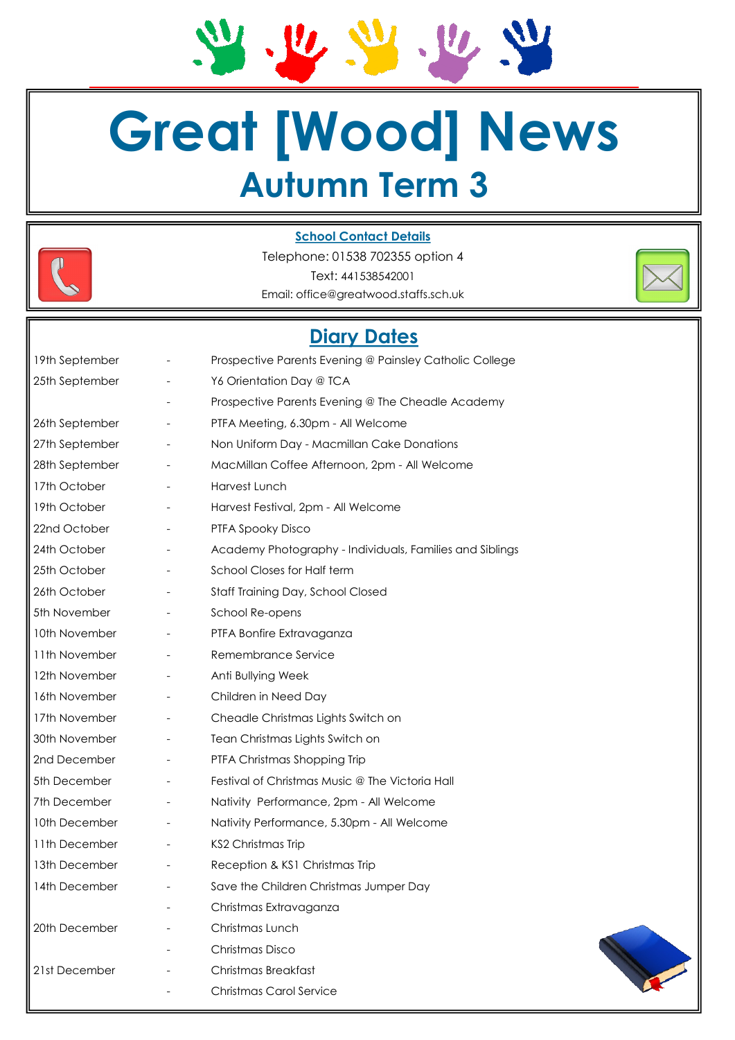# Great [Wood] News

## Autumn Term 3

**School Contact Details**

Telephone: 01538 702355 option 4

Text: 441538542001

Email: office@greatwood.staffs.sch.uk

## Diary Dates

| | | |
|---|---|---|
| 19th September | - | Prospective Parents Evening @ Painsley Catholic College |
| 25th September | - | Y6 Orientation Day @ TCA |
| | - | Prospective Parents Evening @ The Cheadle Academy |
| 26th September | - | PTFA Meeting, 6.30pm - All Welcome |
| 27th September | - | Non Uniform Day - Macmillan Cake Donations |
| 28th September | - | MacMillan Coffee Afternoon, 2pm - All Welcome |
| 17th October | - | Harvest Lunch |
| 19th October | - | Harvest Festival, 2pm - All Welcome |
| 22nd October | - | PTFA Spooky Disco |
| 24th October | - | Academy Photography - Individuals, Families and Siblings |
| 25th October | - | School Closes for Half term |
| 26th October | - | Staff Training Day, School Closed |
| 5th November | - | School Re-opens |
| 10th November | - | PTFA Bonfire Extravaganza |
| 11th November | - | Remembrance Service |
| 12th November | - | Anti Bullying Week |
| 16th November | - | Children in Need Day |
| 17th November | - | Cheadle Christmas Lights Switch on |
| 30th November | - | Tean Christmas Lights Switch on |
| 2nd December | - | PTFA Christmas Shopping Trip |
| 5th December | - | Festival of Christmas Music @ The Victoria Hall |
| 7th December | - | Nativity Performance, 2pm - All Welcome |
| 10th December | - | Nativity Performance, 5.30pm - All Welcome |
| 11th December | - | KS2 Christmas Trip |
| 13th December | - | Reception & KS1 Christmas Trip |
| 14th December | - | Save the Children Christmas Jumper Day |
| | - | Christmas Extravaganza |
| 20th December | - | Christmas Lunch |
| | - | Christmas Disco |
| 21st December | - | Christmas Breakfast |
| | - | Christmas Carol Service |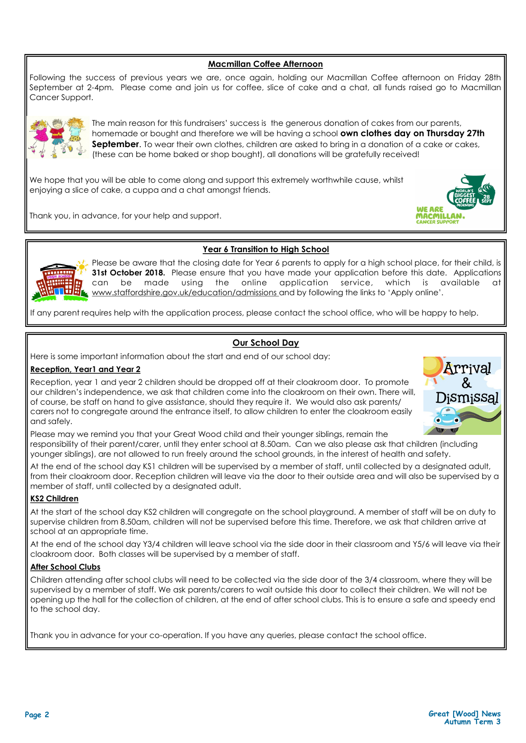## Macmillan Coffee Afternoon

Following the success of previous years we are, once again, holding our Macmillan Coffee afternoon on Friday 28th September at 2-4pm. Please come and join us for coffee, slice of cake and a chat, all funds raised go to Macmillan Cancer Support.

The main reason for this fundraisers' success is the generous donation of cakes from our parents, homemade or bought and therefore we will be having a school **own clothes day on Thursday 27th September**. To wear their own clothes, children are asked to bring in a donation of a cake or cakes, (these can be home baked or shop bought), all donations will be gratefully received!

We hope that you will be able to come along and support this extremely worthwhile cause, whilst enjoying a slice of cake, a cuppa and a chat amongst friends.

Thank you, in advance, for your help and support.

## Year 6 Transition to High School

Please be aware that the closing date for Year 6 parents to apply for a high school place, for their child, is **31st October 2018.** Please ensure that you have made your application before this date. Applications can be made using the online application service, which is available at www.staffordshire.gov.uk/education/admissions and by following the links to 'Apply online'.

If any parent requires help with the application process, please contact the school office, who will be happy to help.

## Our School Day

Here is some important information about the start and end of our school day:

### Reception, Year1 and Year 2

Reception, year 1 and year 2 children should be dropped off at their cloakroom door. To promote our children's independence, we ask that children come into the cloakroom on their own. There will, of course, be staff on hand to give assistance, should they require it. We would also ask parents/ carers not to congregate around the entrance itself, to allow children to enter the cloakroom easily and safely.

Please may we remind you that your Great Wood child and their younger siblings, remain the responsibility of their parent/carer, until they enter school at 8.50am. Can we also please ask that children (including younger siblings), are not allowed to run freely around the school grounds, in the interest of health and safety.

At the end of the school day KS1 children will be supervised by a member of staff, until collected by a designated adult, from their cloakroom door. Reception children will leave via the door to their outside area and will also be supervised by a member of staff, until collected by a designated adult.

### KS2 Children

At the start of the school day KS2 children will congregate on the school playground. A member of staff will be on duty to supervise children from 8.50am, children will not be supervised before this time. Therefore, we ask that children arrive at school at an appropriate time.

At the end of the school day Y3/4 children will leave school via the side door in their classroom and Y5/6 will leave via their cloakroom door. Both classes will be supervised by a member of staff.

### After School Clubs

Children attending after school clubs will need to be collected via the side door of the 3/4 classroom, where they will be supervised by a member of staff. We ask parents/carers to wait outside this door to collect their children. We will not be opening up the hall for the collection of children, at the end of after school clubs. This is to ensure a safe and speedy end to the school day.

Thank you in advance for your co-operation. If you have any queries, please contact the school office.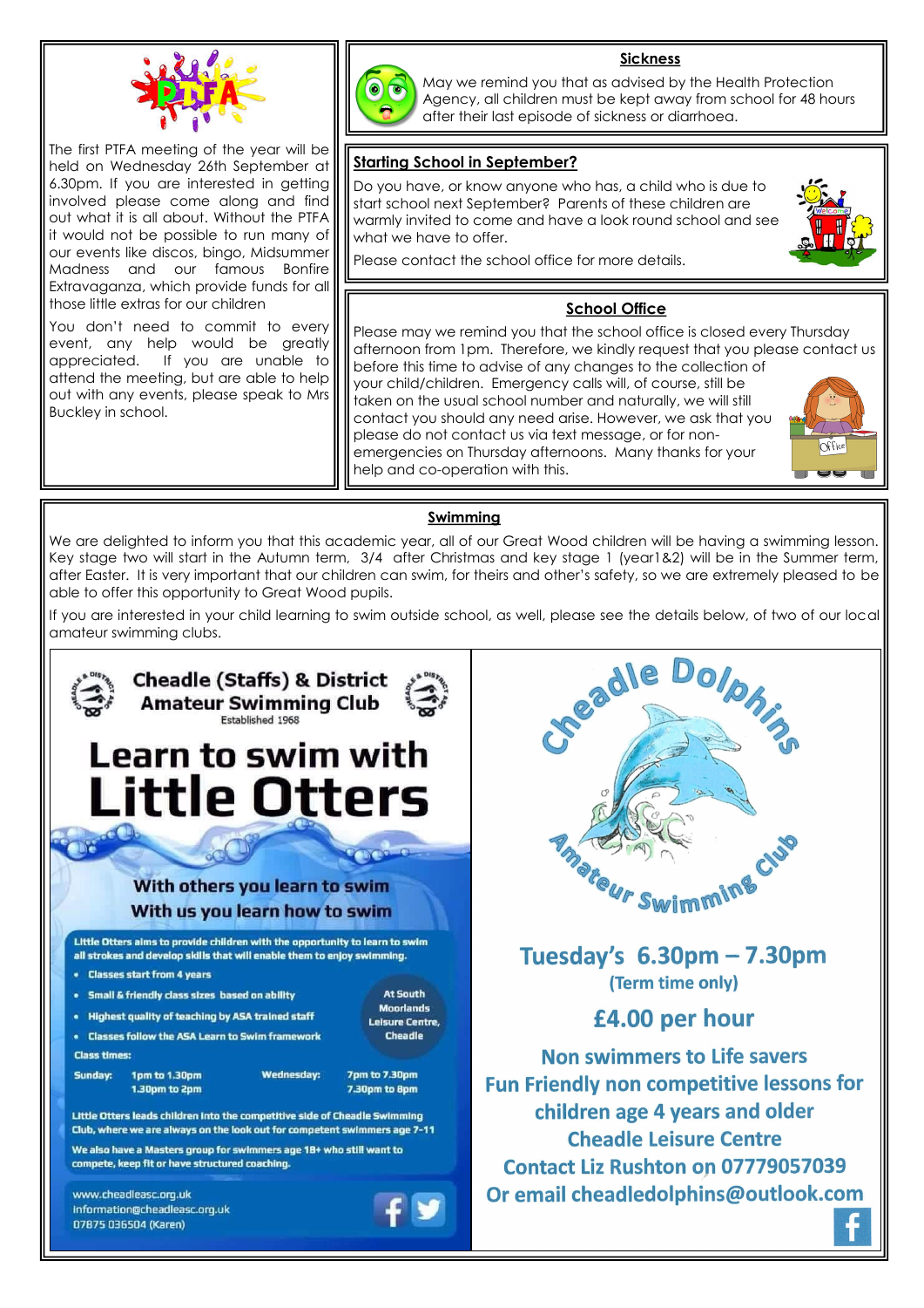## PTFA

The first PTFA meeting of the year will be held on Wednesday 26th September at 6.30pm. If you are interested in getting involved please come along and find out what it is all about. Without the PTFA it would not be possible to run many of our events like discos, bingo, Midsummer Madness and our famous Bonfire Extravaganza, which provide funds for all those little extras for our children

You don't need to commit to every event, any help would be greatly appreciated. If you are unable to attend the meeting, but are able to help out with any events, please speak to Mrs Buckley in school.

## Sickness

May we remind you that as advised by the Health Protection Agency, all children must be kept away from school for 48 hours after their last episode of sickness or diarrhoea.

## Starting School in September?

Do you have, or know anyone who has, a child who is due to start school next September? Parents of these children are warmly invited to come and have a look round school and see what we have to offer.

Please contact the school office for more details.

## School Office

Please may we remind you that the school office is closed every Thursday afternoon from 1pm. Therefore, we kindly request that you please contact us before this time to advise of any changes to the collection of your child/children. Emergency calls will, of course, still be taken on the usual school number and naturally, we will still contact you should any need arise. However, we ask that you please do not contact us via text message, or for non-emergencies on Thursday afternoons. Many thanks for your help and co-operation with this.

## Swimming

We are delighted to inform you that this academic year, all of our Great Wood children will be having a swimming lesson. Key stage two will start in the Autumn term, 3/4 after Christmas and key stage 1 (year1&2) will be in the Summer term, after Easter. It is very important that our children can swim, for theirs and other's safety, so we are extremely pleased to be able to offer this opportunity to Great Wood pupils.

If you are interested in your child learning to swim outside school, as well, please see the details below, of two of our local amateur swimming clubs.

### Cheadle (Staffs) & District Amateur Swimming Club

Established 1968

**Learn to swim with Little Otters**

**With others you learn to swim**
**With us you learn how to swim**

Little Otters aims to provide children with the opportunity to learn to swim all strokes and develop skills that will enable them to enjoy swimming.

- Classes start from 4 years
- Small & friendly class sizes based on ability
- Highest quality of teaching by ASA trained staff
- Classes follow the ASA Learn to Swim framework

At South Moorlands Leisure Centre, Cheadle

Class times:

Sunday: 1pm to 1.30pm, 1.30pm to 2pm

Wednesday: 7pm to 7.30pm, 7.30pm to 8pm

Little Otters leads children into the competitive side of Cheadle Swimming Club, where we are always on the look out for competent swimmers age 7-11

We also have a Masters group for swimmers age 18+ who still want to compete, keep fit or have structured coaching.

www.cheadleasc.org.uk
information@cheadleasc.org.uk
07875 036504 (Karen)

### Cheadle Dolphins Amateur Swimming Club

**Tuesday's 6.30pm – 7.30pm**
(Term time only)

**£4.00 per hour**

**Non swimmers to Life savers**
**Fun Friendly non competitive lessons for children age 4 years and older**
**Cheadle Leisure Centre**
**Contact Liz Rushton on 07779057039**
**Or email cheadledolphins@outlook.com**